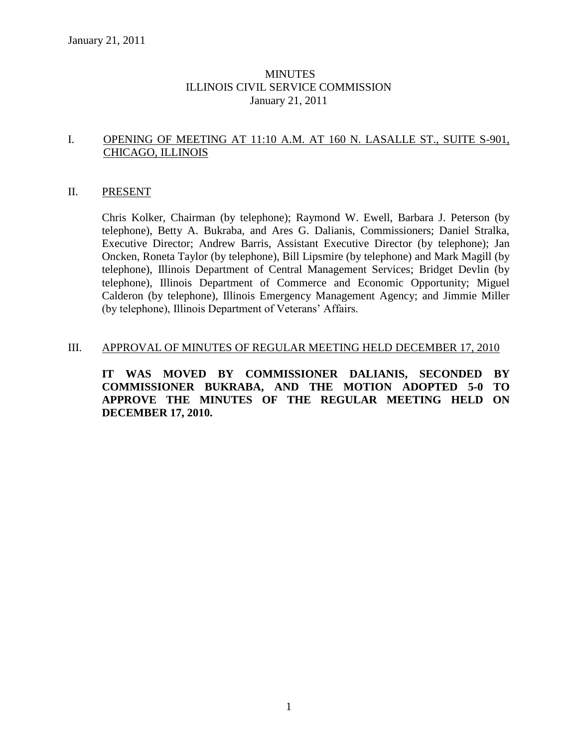# MINUTES
# ILLINOIS CIVIL SERVICE COMMISSION
# January 21, 2011

## I. OPENING OF MEETING AT 11:10 A.M. AT 160 N. LASALLE ST., SUITE S-901, CHICAGO, ILLINOIS

## II. PRESENT

Chris Kolker, Chairman (by telephone); Raymond W. Ewell, Barbara J. Peterson (by telephone), Betty A. Bukraba, and Ares G. Dalianis, Commissioners; Daniel Stralka, Executive Director; Andrew Barris, Assistant Executive Director (by telephone); Jan Oncken, Roneta Taylor (by telephone), Bill Lipsmire (by telephone) and Mark Magill (by telephone), Illinois Department of Central Management Services; Bridget Devlin (by telephone), Illinois Department of Commerce and Economic Opportunity; Miguel Calderon (by telephone), Illinois Emergency Management Agency; and Jimmie Miller (by telephone), Illinois Department of Veterans' Affairs.

## III. APPROVAL OF MINUTES OF REGULAR MEETING HELD DECEMBER 17, 2010

**IT WAS MOVED BY COMMISSIONER DALIANIS, SECONDED BY COMMISSIONER BUKRABA, AND THE MOTION ADOPTED 5-0 TO APPROVE THE MINUTES OF THE REGULAR MEETING HELD ON DECEMBER 17, 2010.**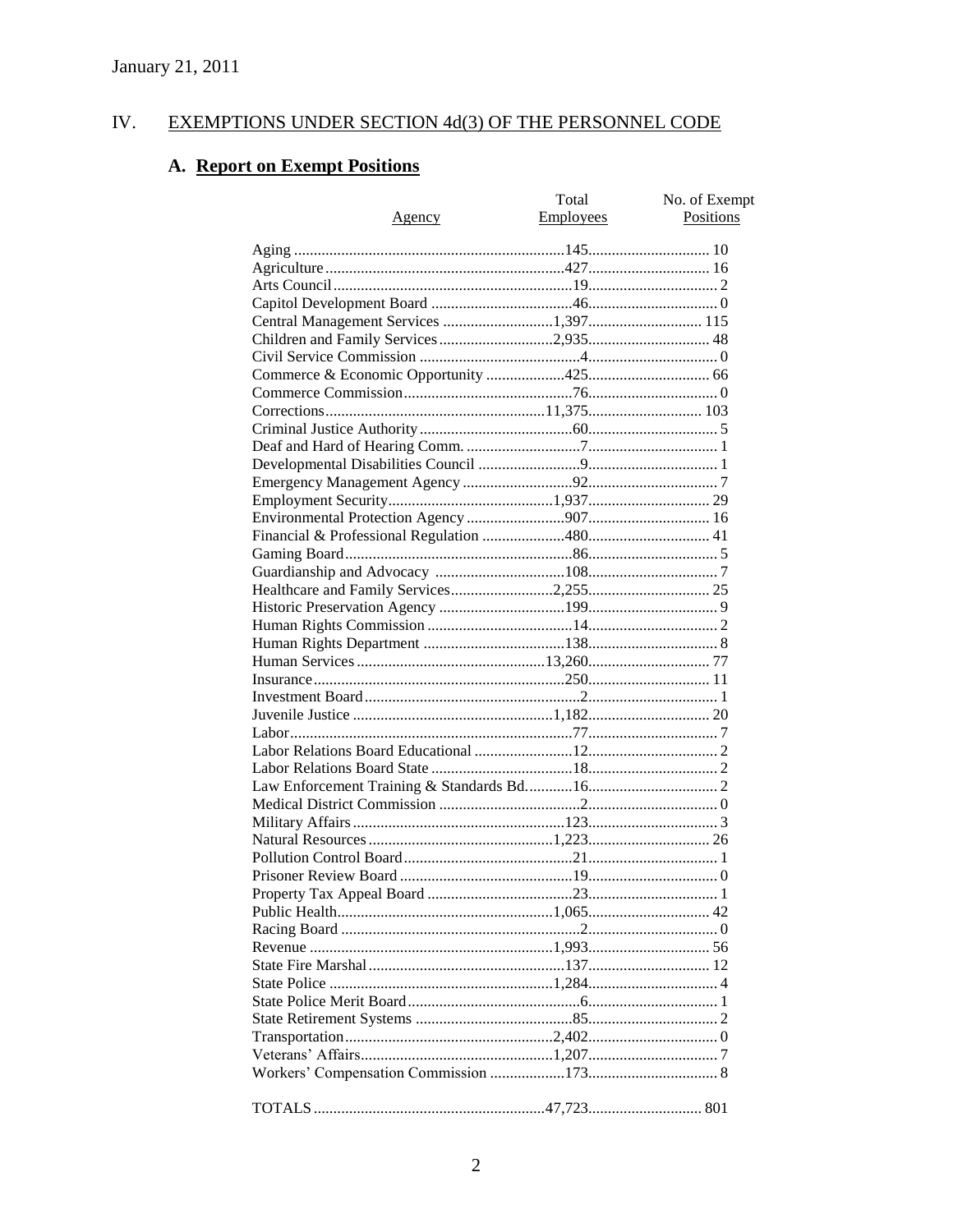January 21, 2011

## IV. EXEMPTIONS UNDER SECTION 4d(3) OF THE PERSONNEL CODE

### A. Report on Exempt Positions

| Agency | Total Employees | No. of Exempt Positions |
|---|---|---|
| Aging | 145 | 10 |
| Agriculture | 427 | 16 |
| Arts Council | 19 | 2 |
| Capitol Development Board | 46 | 0 |
| Central Management Services | 1,397 | 115 |
| Children and Family Services | 2,935 | 48 |
| Civil Service Commission | 4 | 0 |
| Commerce & Economic Opportunity | 425 | 66 |
| Commerce Commission | 76 | 0 |
| Corrections | 11,375 | 103 |
| Criminal Justice Authority | 60 | 5 |
| Deaf and Hard of Hearing Comm. | 7 | 1 |
| Developmental Disabilities Council | 9 | 1 |
| Emergency Management Agency | 92 | 7 |
| Employment Security | 1,937 | 29 |
| Environmental Protection Agency | 907 | 16 |
| Financial & Professional Regulation | 480 | 41 |
| Gaming Board | 86 | 5 |
| Guardianship and Advocacy | 108 | 7 |
| Healthcare and Family Services | 2,255 | 25 |
| Historic Preservation Agency | 199 | 9 |
| Human Rights Commission | 14 | 2 |
| Human Rights Department | 138 | 8 |
| Human Services | 13,260 | 77 |
| Insurance | 250 | 11 |
| Investment Board | 2 | 1 |
| Juvenile Justice | 1,182 | 20 |
| Labor | 77 | 7 |
| Labor Relations Board Educational | 12 | 2 |
| Labor Relations Board State | 18 | 2 |
| Law Enforcement Training & Standards Bd. | 16 | 2 |
| Medical District Commission | 2 | 0 |
| Military Affairs | 123 | 3 |
| Natural Resources | 1,223 | 26 |
| Pollution Control Board | 21 | 1 |
| Prisoner Review Board | 19 | 0 |
| Property Tax Appeal Board | 23 | 1 |
| Public Health | 1,065 | 42 |
| Racing Board | 2 | 0 |
| Revenue | 1,993 | 56 |
| State Fire Marshal | 137 | 12 |
| State Police | 1,284 | 4 |
| State Police Merit Board | 6 | 1 |
| State Retirement Systems | 85 | 2 |
| Transportation | 2,402 | 0 |
| Veterans' Affairs | 1,207 | 7 |
| Workers' Compensation Commission | 173 | 8 |
| TOTALS | 47,723 | 801 |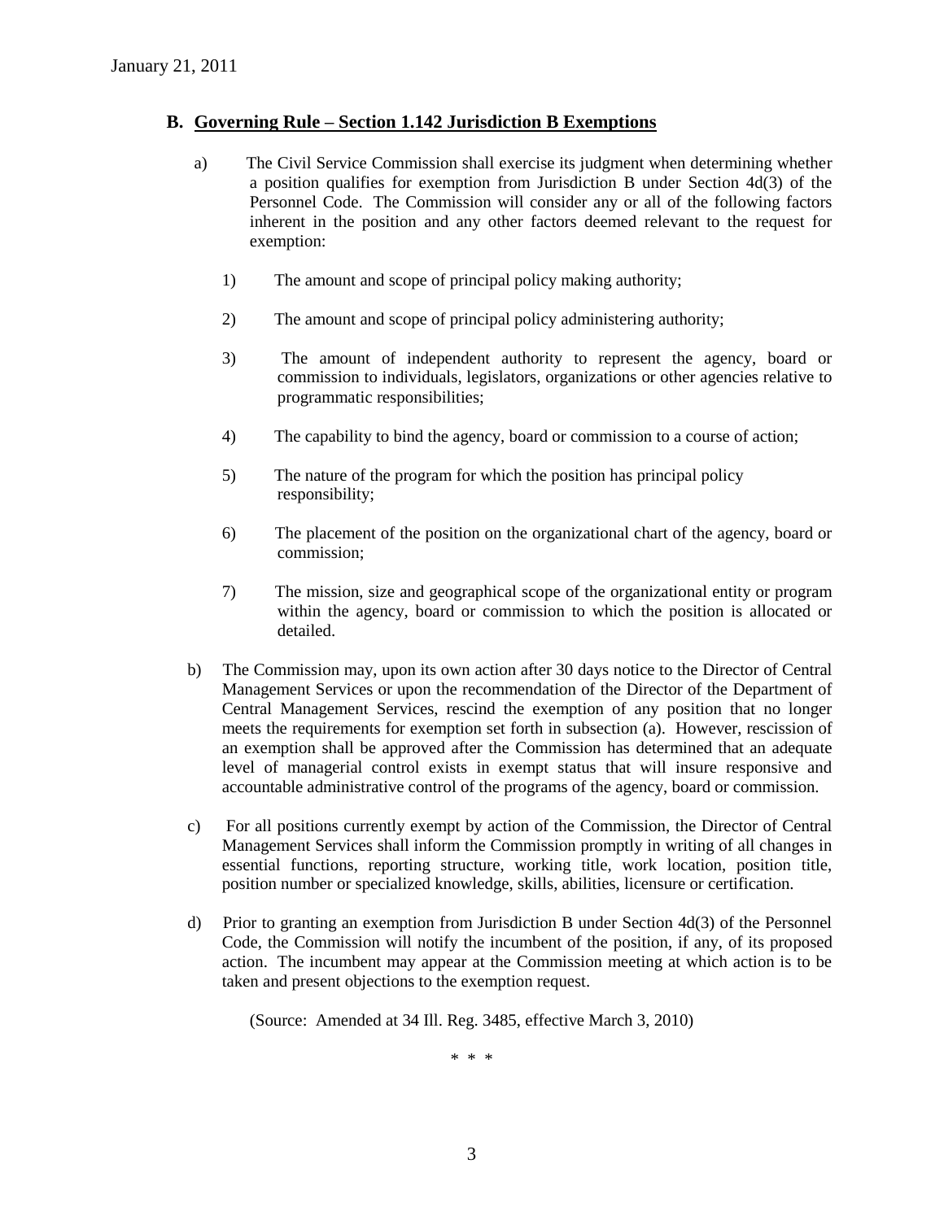## B. Governing Rule – Section 1.142 Jurisdiction B Exemptions

a) The Civil Service Commission shall exercise its judgment when determining whether a position qualifies for exemption from Jurisdiction B under Section 4d(3) of the Personnel Code. The Commission will consider any or all of the following factors inherent in the position and any other factors deemed relevant to the request for exemption:

1) The amount and scope of principal policy making authority;

2) The amount and scope of principal policy administering authority;

3) The amount of independent authority to represent the agency, board or commission to individuals, legislators, organizations or other agencies relative to programmatic responsibilities;

4) The capability to bind the agency, board or commission to a course of action;

5) The nature of the program for which the position has principal policy responsibility;

6) The placement of the position on the organizational chart of the agency, board or commission;

7) The mission, size and geographical scope of the organizational entity or program within the agency, board or commission to which the position is allocated or detailed.

b) The Commission may, upon its own action after 30 days notice to the Director of Central Management Services or upon the recommendation of the Director of the Department of Central Management Services, rescind the exemption of any position that no longer meets the requirements for exemption set forth in subsection (a). However, rescission of an exemption shall be approved after the Commission has determined that an adequate level of managerial control exists in exempt status that will insure responsive and accountable administrative control of the programs of the agency, board or commission.

c) For all positions currently exempt by action of the Commission, the Director of Central Management Services shall inform the Commission promptly in writing of all changes in essential functions, reporting structure, working title, work location, position title, position number or specialized knowledge, skills, abilities, licensure or certification.

d) Prior to granting an exemption from Jurisdiction B under Section 4d(3) of the Personnel Code, the Commission will notify the incumbent of the position, if any, of its proposed action. The incumbent may appear at the Commission meeting at which action is to be taken and present objections to the exemption request.

(Source: Amended at 34 Ill. Reg. 3485, effective March 3, 2010)

\* \* \*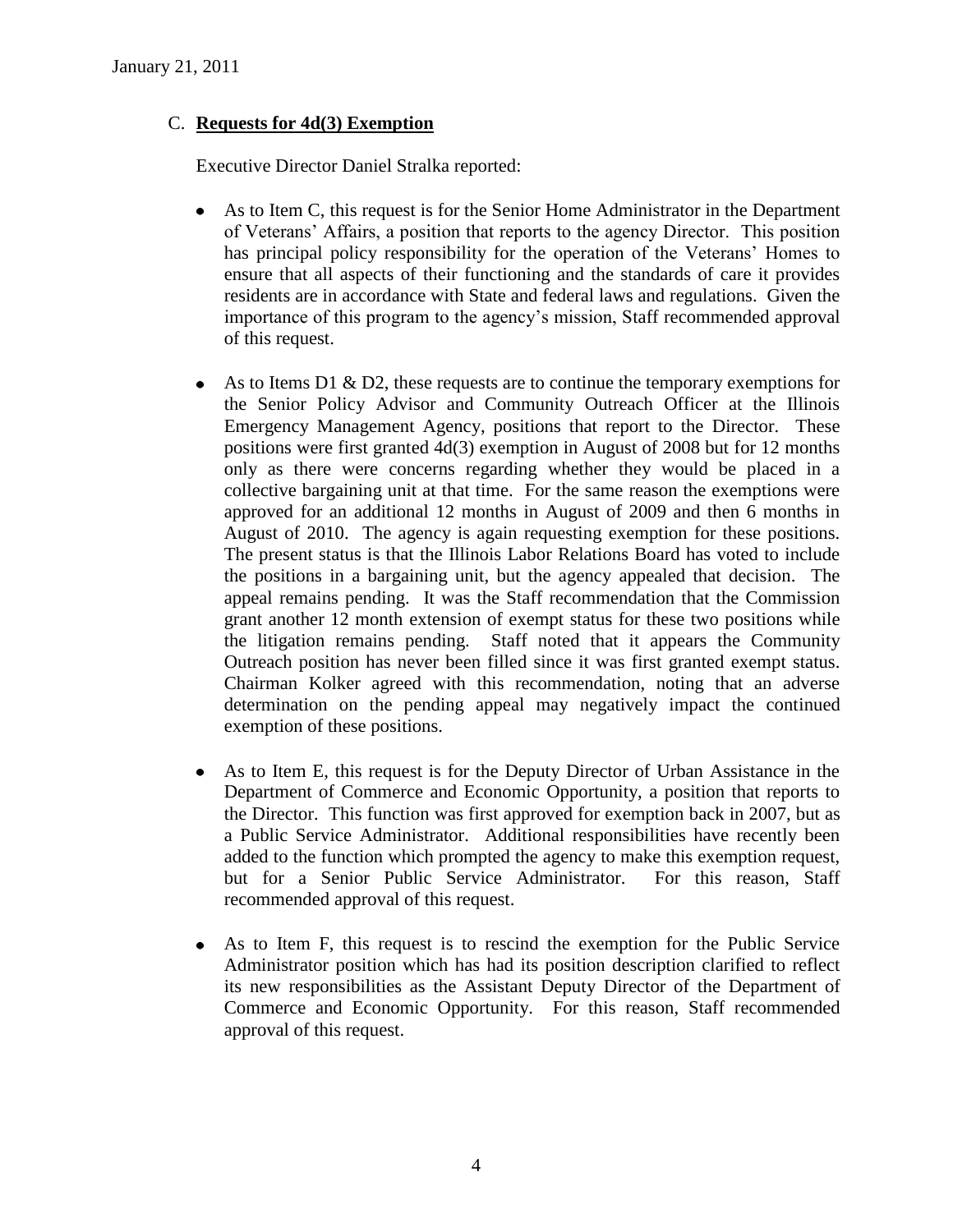January 21, 2011

C. **Requests for 4d(3) Exemption**

Executive Director Daniel Stralka reported:

- As to Item C, this request is for the Senior Home Administrator in the Department of Veterans' Affairs, a position that reports to the agency Director. This position has principal policy responsibility for the operation of the Veterans' Homes to ensure that all aspects of their functioning and the standards of care it provides residents are in accordance with State and federal laws and regulations. Given the importance of this program to the agency's mission, Staff recommended approval of this request.

- As to Items D1 & D2, these requests are to continue the temporary exemptions for the Senior Policy Advisor and Community Outreach Officer at the Illinois Emergency Management Agency, positions that report to the Director. These positions were first granted 4d(3) exemption in August of 2008 but for 12 months only as there were concerns regarding whether they would be placed in a collective bargaining unit at that time. For the same reason the exemptions were approved for an additional 12 months in August of 2009 and then 6 months in August of 2010. The agency is again requesting exemption for these positions. The present status is that the Illinois Labor Relations Board has voted to include the positions in a bargaining unit, but the agency appealed that decision. The appeal remains pending. It was the Staff recommendation that the Commission grant another 12 month extension of exempt status for these two positions while the litigation remains pending. Staff noted that it appears the Community Outreach position has never been filled since it was first granted exempt status. Chairman Kolker agreed with this recommendation, noting that an adverse determination on the pending appeal may negatively impact the continued exemption of these positions.

- As to Item E, this request is for the Deputy Director of Urban Assistance in the Department of Commerce and Economic Opportunity, a position that reports to the Director. This function was first approved for exemption back in 2007, but as a Public Service Administrator. Additional responsibilities have recently been added to the function which prompted the agency to make this exemption request, but for a Senior Public Service Administrator. For this reason, Staff recommended approval of this request.

- As to Item F, this request is to rescind the exemption for the Public Service Administrator position which has had its position description clarified to reflect its new responsibilities as the Assistant Deputy Director of the Department of Commerce and Economic Opportunity. For this reason, Staff recommended approval of this request.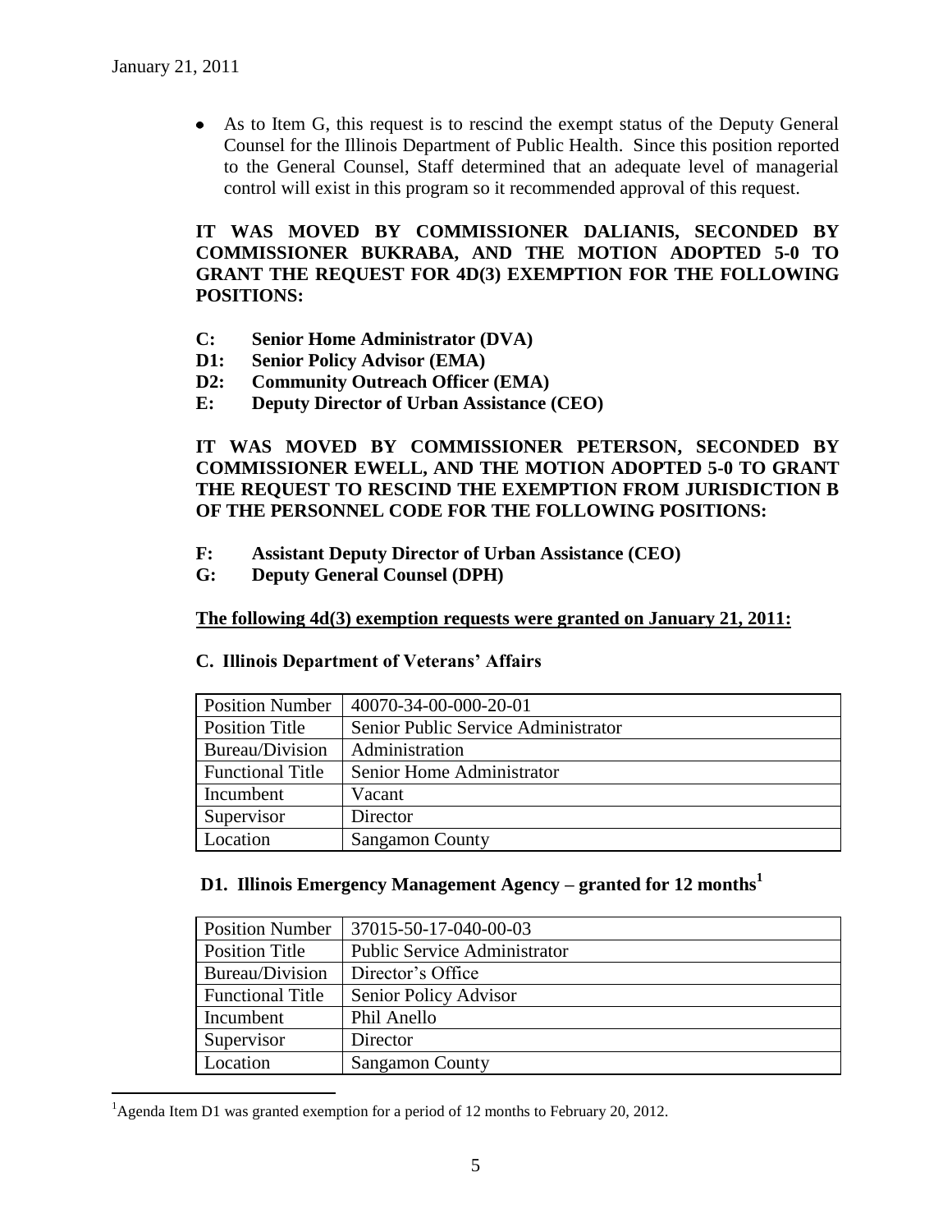- As to Item G, this request is to rescind the exempt status of the Deputy General Counsel for the Illinois Department of Public Health. Since this position reported to the General Counsel, Staff determined that an adequate level of managerial control will exist in this program so it recommended approval of this request.

**IT WAS MOVED BY COMMISSIONER DALIANIS, SECONDED BY COMMISSIONER BUKRABA, AND THE MOTION ADOPTED 5-0 TO GRANT THE REQUEST FOR 4D(3) EXEMPTION FOR THE FOLLOWING POSITIONS:**

- **C: Senior Home Administrator (DVA)**
- **D1: Senior Policy Advisor (EMA)**
- **D2: Community Outreach Officer (EMA)**
- **E: Deputy Director of Urban Assistance (CEO)**

**IT WAS MOVED BY COMMISSIONER PETERSON, SECONDED BY COMMISSIONER EWELL, AND THE MOTION ADOPTED 5-0 TO GRANT THE REQUEST TO RESCIND THE EXEMPTION FROM JURISDICTION B OF THE PERSONNEL CODE FOR THE FOLLOWING POSITIONS:**

- **F: Assistant Deputy Director of Urban Assistance (CEO)**
- **G: Deputy General Counsel (DPH)**

**The following 4d(3) exemption requests were granted on January 21, 2011:**

**C. Illinois Department of Veterans' Affairs**

| Position Number | 40070-34-00-000-20-01 |
|---|---|
| Position Title | Senior Public Service Administrator |
| Bureau/Division | Administration |
| Functional Title | Senior Home Administrator |
| Incumbent | Vacant |
| Supervisor | Director |
| Location | Sangamon County |

**D1. Illinois Emergency Management Agency – granted for 12 months[1]**

| Position Number | 37015-50-17-040-00-03 |
|---|---|
| Position Title | Public Service Administrator |
| Bureau/Division | Director's Office |
| Functional Title | Senior Policy Advisor |
| Incumbent | Phil Anello |
| Supervisor | Director |
| Location | Sangamon County |

[1] Agenda Item D1 was granted exemption for a period of 12 months to February 20, 2012.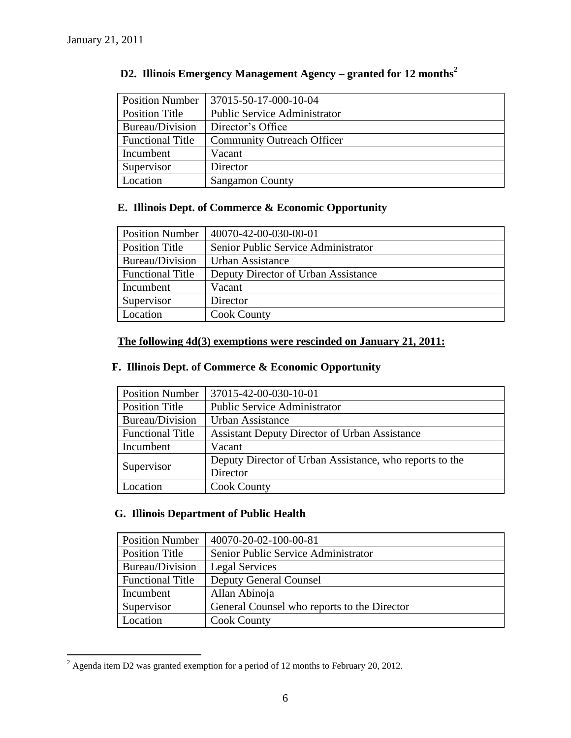January 21, 2011

## D2. Illinois Emergency Management Agency – granted for 12 months[2]

| Position Number | 37015-50-17-000-10-04 |
|---|---|
| Position Title | Public Service Administrator |
| Bureau/Division | Director's Office |
| Functional Title | Community Outreach Officer |
| Incumbent | Vacant |
| Supervisor | Director |
| Location | Sangamon County |

## E. Illinois Dept. of Commerce & Economic Opportunity

| Position Number | 40070-42-00-030-00-01 |
|---|---|
| Position Title | Senior Public Service Administrator |
| Bureau/Division | Urban Assistance |
| Functional Title | Deputy Director of Urban Assistance |
| Incumbent | Vacant |
| Supervisor | Director |
| Location | Cook County |

**The following 4d(3) exemptions were rescinded on January 21, 2011:**

## F. Illinois Dept. of Commerce & Economic Opportunity

| Position Number | 37015-42-00-030-10-01 |
|---|---|
| Position Title | Public Service Administrator |
| Bureau/Division | Urban Assistance |
| Functional Title | Assistant Deputy Director of Urban Assistance |
| Incumbent | Vacant |
| Supervisor | Deputy Director of Urban Assistance, who reports to the Director |
| Location | Cook County |

## G. Illinois Department of Public Health

| Position Number | 40070-20-02-100-00-81 |
|---|---|
| Position Title | Senior Public Service Administrator |
| Bureau/Division | Legal Services |
| Functional Title | Deputy General Counsel |
| Incumbent | Allan Abinoja |
| Supervisor | General Counsel who reports to the Director |
| Location | Cook County |

[2] Agenda item D2 was granted exemption for a period of 12 months to February 20, 2012.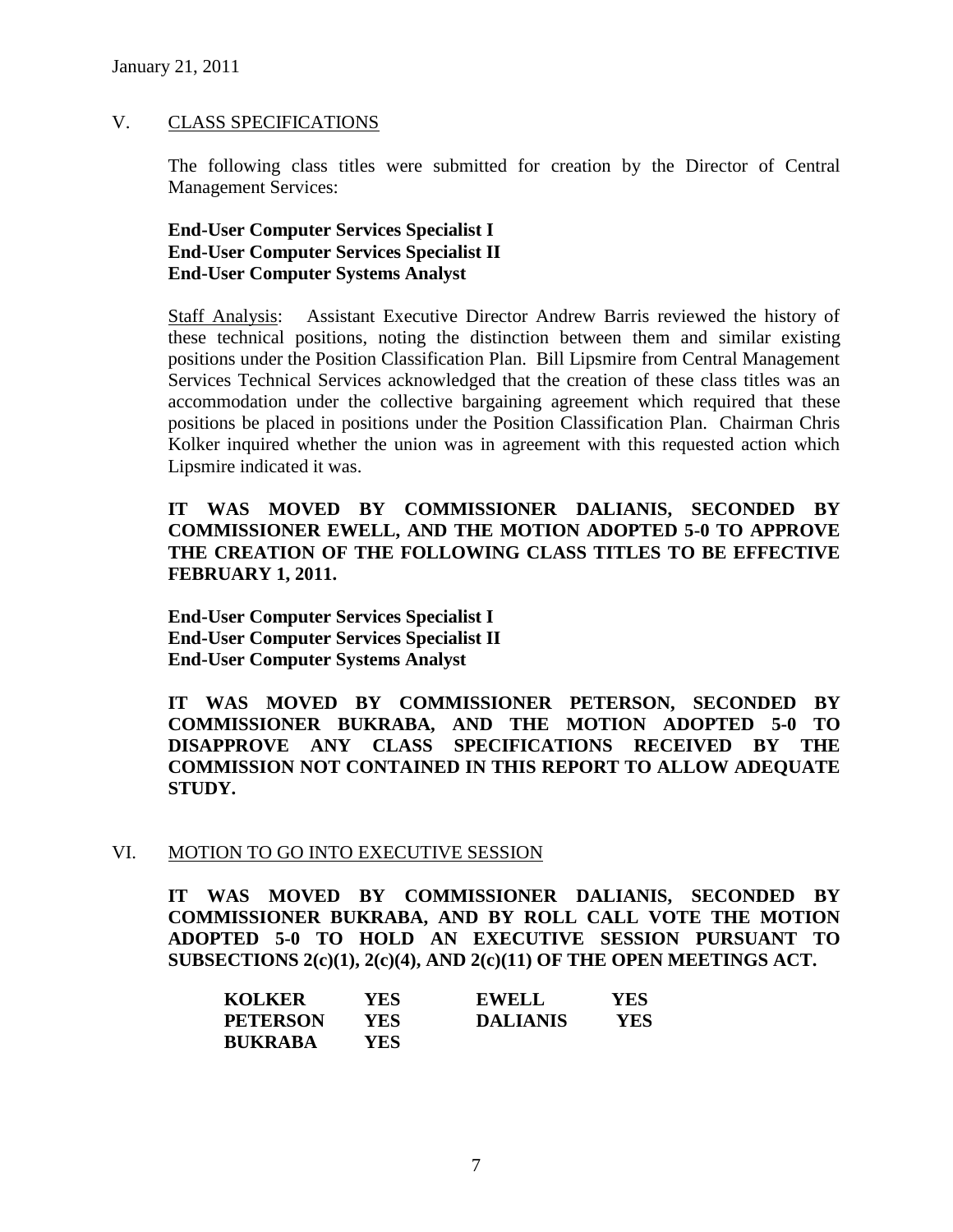January 21, 2011

## V. CLASS SPECIFICATIONS

The following class titles were submitted for creation by the Director of Central Management Services:

**End-User Computer Services Specialist I**
**End-User Computer Services Specialist II**
**End-User Computer Systems Analyst**

Staff Analysis: Assistant Executive Director Andrew Barris reviewed the history of these technical positions, noting the distinction between them and similar existing positions under the Position Classification Plan. Bill Lipsmire from Central Management Services Technical Services acknowledged that the creation of these class titles was an accommodation under the collective bargaining agreement which required that these positions be placed in positions under the Position Classification Plan. Chairman Chris Kolker inquired whether the union was in agreement with this requested action which Lipsmire indicated it was.

**IT WAS MOVED BY COMMISSIONER DALIANIS, SECONDED BY COMMISSIONER EWELL, AND THE MOTION ADOPTED 5-0 TO APPROVE THE CREATION OF THE FOLLOWING CLASS TITLES TO BE EFFECTIVE FEBRUARY 1, 2011.**

**End-User Computer Services Specialist I**
**End-User Computer Services Specialist II**
**End-User Computer Systems Analyst**

**IT WAS MOVED BY COMMISSIONER PETERSON, SECONDED BY COMMISSIONER BUKRABA, AND THE MOTION ADOPTED 5-0 TO DISAPPROVE ANY CLASS SPECIFICATIONS RECEIVED BY THE COMMISSION NOT CONTAINED IN THIS REPORT TO ALLOW ADEQUATE STUDY.**

## VI. MOTION TO GO INTO EXECUTIVE SESSION

**IT WAS MOVED BY COMMISSIONER DALIANIS, SECONDED BY COMMISSIONER BUKRABA, AND BY ROLL CALL VOTE THE MOTION ADOPTED 5-0 TO HOLD AN EXECUTIVE SESSION PURSUANT TO SUBSECTIONS 2(c)(1), 2(c)(4), AND 2(c)(11) OF THE OPEN MEETINGS ACT.**

| | | | |
|---|---|---|---|
| **KOLKER** | **YES** | **EWELL** | **YES** |
| **PETERSON** | **YES** | **DALIANIS** | **YES** |
| **BUKRABA** | **YES** | | |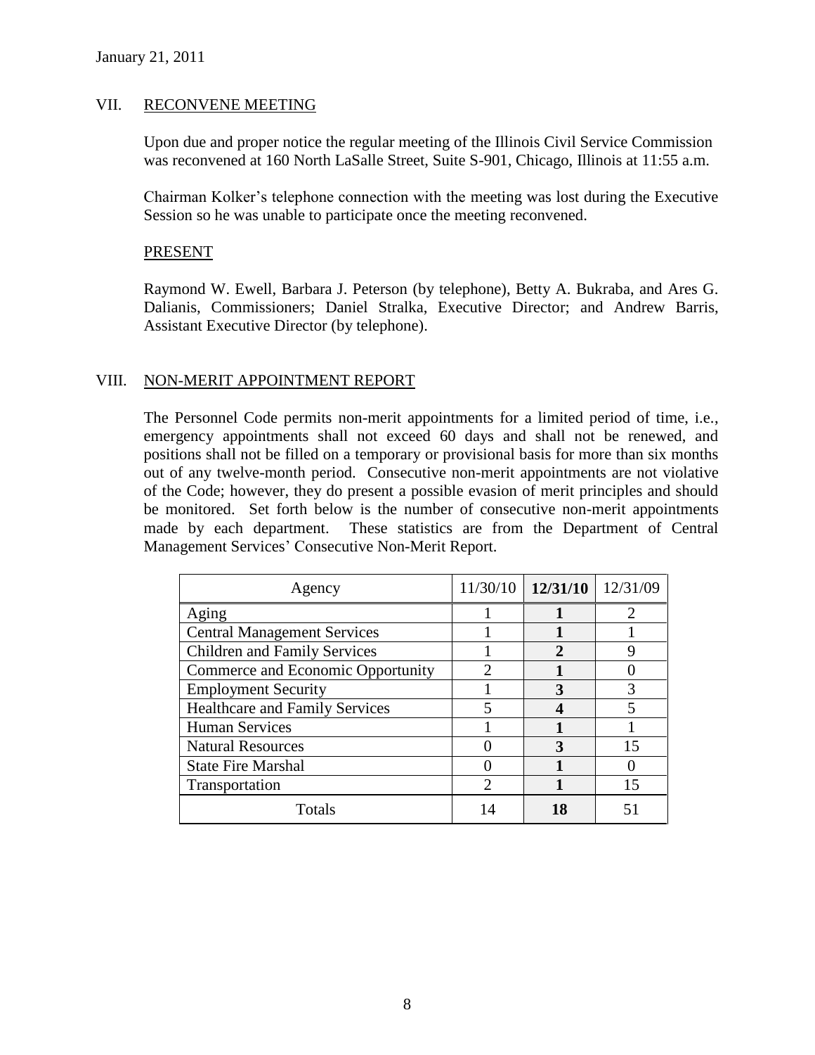January 21, 2011

## VII. RECONVENE MEETING

Upon due and proper notice the regular meeting of the Illinois Civil Service Commission was reconvened at 160 North LaSalle Street, Suite S-901, Chicago, Illinois at 11:55 a.m.

Chairman Kolker's telephone connection with the meeting was lost during the Executive Session so he was unable to participate once the meeting reconvened.

### PRESENT

Raymond W. Ewell, Barbara J. Peterson (by telephone), Betty A. Bukraba, and Ares G. Dalianis, Commissioners; Daniel Stralka, Executive Director; and Andrew Barris, Assistant Executive Director (by telephone).

## VIII. NON-MERIT APPOINTMENT REPORT

The Personnel Code permits non-merit appointments for a limited period of time, i.e., emergency appointments shall not exceed 60 days and shall not be renewed, and positions shall not be filled on a temporary or provisional basis for more than six months out of any twelve-month period. Consecutive non-merit appointments are not violative of the Code; however, they do present a possible evasion of merit principles and should be monitored. Set forth below is the number of consecutive non-merit appointments made by each department. These statistics are from the Department of Central Management Services' Consecutive Non-Merit Report.

| Agency | 11/30/10 | **12/31/10** | 12/31/09 |
|---|---|---|---|
| Aging | 1 | **1** | 2 |
| Central Management Services | 1 | **1** | 1 |
| Children and Family Services | 1 | **2** | 9 |
| Commerce and Economic Opportunity | 2 | **1** | 0 |
| Employment Security | 1 | **3** | 3 |
| Healthcare and Family Services | 5 | **4** | 5 |
| Human Services | 1 | **1** | 1 |
| Natural Resources | 0 | **3** | 15 |
| State Fire Marshal | 0 | **1** | 0 |
| Transportation | 2 | **1** | 15 |
| Totals | 14 | **18** | 51 |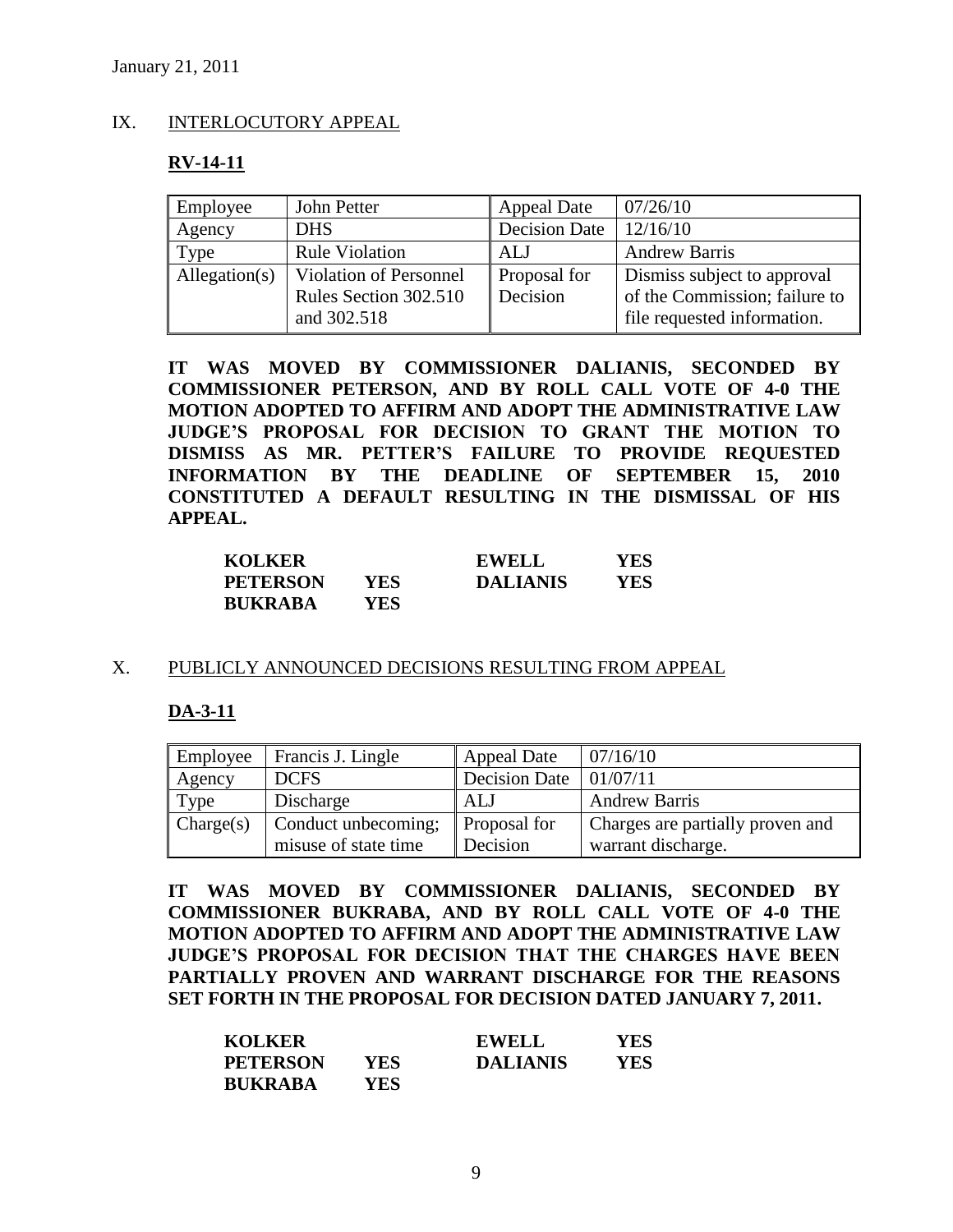## IX. INTERLOCUTORY APPEAL

### RV-14-11

| Employee | John Petter | Appeal Date | 07/26/10 |
|---|---|---|---|
| Agency | DHS | Decision Date | 12/16/10 |
| Type | Rule Violation | ALJ | Andrew Barris |
| Allegation(s) | Violation of Personnel Rules Section 302.510 and 302.518 | Proposal for Decision | Dismiss subject to approval of the Commission; failure to file requested information. |

**IT WAS MOVED BY COMMISSIONER DALIANIS, SECONDED BY COMMISSIONER PETERSON, AND BY ROLL CALL VOTE OF 4-0 THE MOTION ADOPTED TO AFFIRM AND ADOPT THE ADMINISTRATIVE LAW JUDGE'S PROPOSAL FOR DECISION TO GRANT THE MOTION TO DISMISS AS MR. PETTER'S FAILURE TO PROVIDE REQUESTED INFORMATION BY THE DEADLINE OF SEPTEMBER 15, 2010 CONSTITUTED A DEFAULT RESULTING IN THE DISMISSAL OF HIS APPEAL.**

| | | | |
|---|---|---|---|
| **KOLKER** | | **EWELL** | **YES** |
| **PETERSON** | **YES** | **DALIANIS** | **YES** |
| **BUKRABA** | **YES** | | |

## X. PUBLICLY ANNOUNCED DECISIONS RESULTING FROM APPEAL

### DA-3-11

| Employee | Francis J. Lingle | Appeal Date | 07/16/10 |
|---|---|---|---|
| Agency | DCFS | Decision Date | 01/07/11 |
| Type | Discharge | ALJ | Andrew Barris |
| Charge(s) | Conduct unbecoming; misuse of state time | Proposal for Decision | Charges are partially proven and warrant discharge. |

**IT WAS MOVED BY COMMISSIONER DALIANIS, SECONDED BY COMMISSIONER BUKRABA, AND BY ROLL CALL VOTE OF 4-0 THE MOTION ADOPTED TO AFFIRM AND ADOPT THE ADMINISTRATIVE LAW JUDGE'S PROPOSAL FOR DECISION THAT THE CHARGES HAVE BEEN PARTIALLY PROVEN AND WARRANT DISCHARGE FOR THE REASONS SET FORTH IN THE PROPOSAL FOR DECISION DATED JANUARY 7, 2011.**

| | | | |
|---|---|---|---|
| **KOLKER** | | **EWELL** | **YES** |
| **PETERSON** | **YES** | **DALIANIS** | **YES** |
| **BUKRABA** | **YES** | | |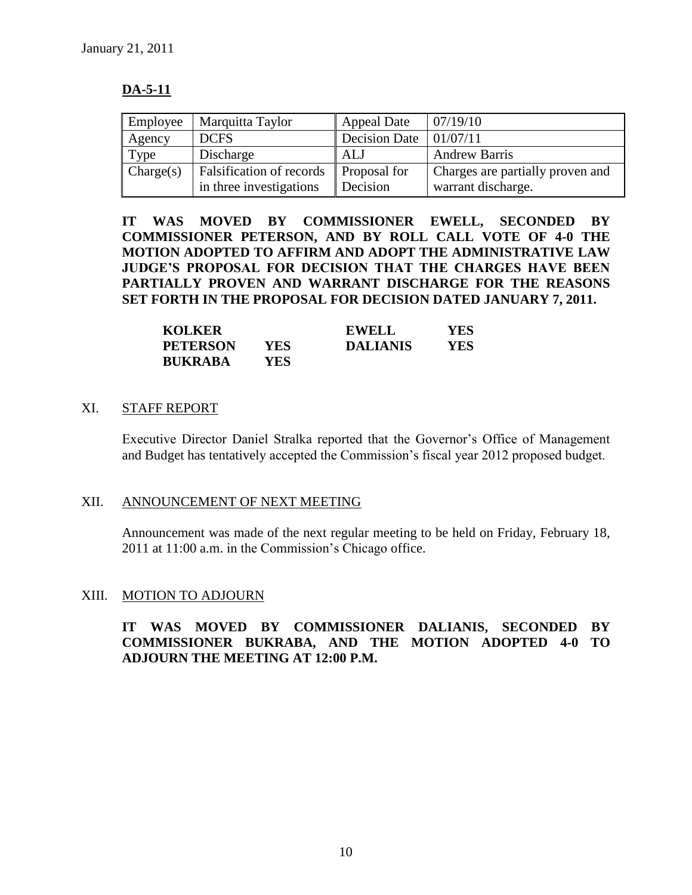January 21, 2011

## DA-5-11

| | | | |
|---|---|---|---|
| Employee | Marquitta Taylor | Appeal Date | 07/19/10 |
| Agency | DCFS | Decision Date | 01/07/11 |
| Type | Discharge | ALJ | Andrew Barris |
| Charge(s) | Falsification of records in three investigations | Proposal for Decision | Charges are partially proven and warrant discharge. |

**IT WAS MOVED BY COMMISSIONER EWELL, SECONDED BY COMMISSIONER PETERSON, AND BY ROLL CALL VOTE OF 4-0 THE MOTION ADOPTED TO AFFIRM AND ADOPT THE ADMINISTRATIVE LAW JUDGE'S PROPOSAL FOR DECISION THAT THE CHARGES HAVE BEEN PARTIALLY PROVEN AND WARRANT DISCHARGE FOR THE REASONS SET FORTH IN THE PROPOSAL FOR DECISION DATED JANUARY 7, 2011.**

| | | | |
|---|---|---|---|
| **KOLKER** | | **EWELL** | **YES** |
| **PETERSON** | **YES** | **DALIANIS** | **YES** |
| **BUKRABA** | **YES** | | |

## XI. STAFF REPORT

Executive Director Daniel Stralka reported that the Governor's Office of Management and Budget has tentatively accepted the Commission's fiscal year 2012 proposed budget.

## XII. ANNOUNCEMENT OF NEXT MEETING

Announcement was made of the next regular meeting to be held on Friday, February 18, 2011 at 11:00 a.m. in the Commission's Chicago office.

## XIII. MOTION TO ADJOURN

**IT WAS MOVED BY COMMISSIONER DALIANIS, SECONDED BY COMMISSIONER BUKRABA, AND THE MOTION ADOPTED 4-0 TO ADJOURN THE MEETING AT 12:00 P.M.**